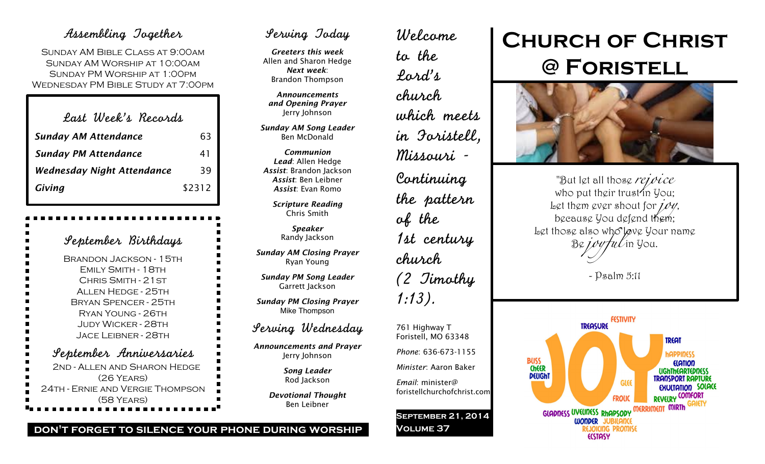## Assembling Together

Sunday AM Bible Class at 9:00am
Sunday AM Worship at 10:00am
Sunday PM Worship at 1:00pm
Wednesday PM Bible Study at 7:00pm

### Last Week's Records

| | |
|---|---|
| ***Sunday AM Attendance*** | 63 |
| ***Sunday PM Attendance*** | 41 |
| ***Wednesday Night Attendance*** | 39 |
| ***Giving*** | $2312 |

### September Birthdays

Brandon Jackson - 15th
Emily Smith - 18th
Chris Smith - 21st
Allen Hedge - 25th
Bryan Spencer - 25th
Ryan Young - 26th
Judy Wicker - 28th
Jace Leibner - 28th

### September Anniversaries

2nd - Allen and Sharon Hedge (26 Years)
24th - Ernie and Vergie Thompson (58 Years)

**DON'T FORGET TO SILENCE YOUR PHONE DURING WORSHIP**

## Serving Today

***Greeters this week***
Allen and Sharon Hedge
***Next week***:
Brandon Thompson

***Announcements and Opening Prayer***
Jerry Johnson

***Sunday AM Song Leader***
Ben McDonald

***Communion***
***Lead***: Allen Hedge
***Assist***: Brandon Jackson
***Assist***: Ben Leibner
***Assist***: Evan Romo

***Scripture Reading***
Chris Smith

***Speaker***
Randy Jackson

***Sunday AM Closing Prayer***
Ryan Young

***Sunday PM Song Leader***
Garrett Jackson

***Sunday PM Closing Prayer***
Mike Thompson

## Serving Wednesday

***Announcements and Prayer***
Jerry Johnson

***Song Leader***
Rod Jackson

***Devotional Thought***
Ben Leibner

*Welcome to the Lord's church which meets in Foristell, Missouri - Continuing the pattern of the 1st century church (2 Timothy 1:13).*

761 Highway T
Foristell, MO 63348

*Phone*: 636-673-1155

*Minister*: Aaron Baker

*Email*: minister@foristellchurchofchrist.com

**September 21, 2014**
**Volume 37**

# Church of Christ @ Foristell

"But let all those *rejoice*
who put their trust in You;
Let them ever shout for *joy*,
because You defend them;
Let those also who love Your name
Be *joyful* in You.

- Psalm 5:11

JOY
Festivity Treasure Treat Happiness Elation Lightheartedness Transport Rapture Exultation Solace Comfort Revelry Gaiety Bliss Cheer Delight Glee Frolic Gladness Liveliness Rhapsody Merriment Mirth Wonder Jubilance Rejoicing Promise Ecstasy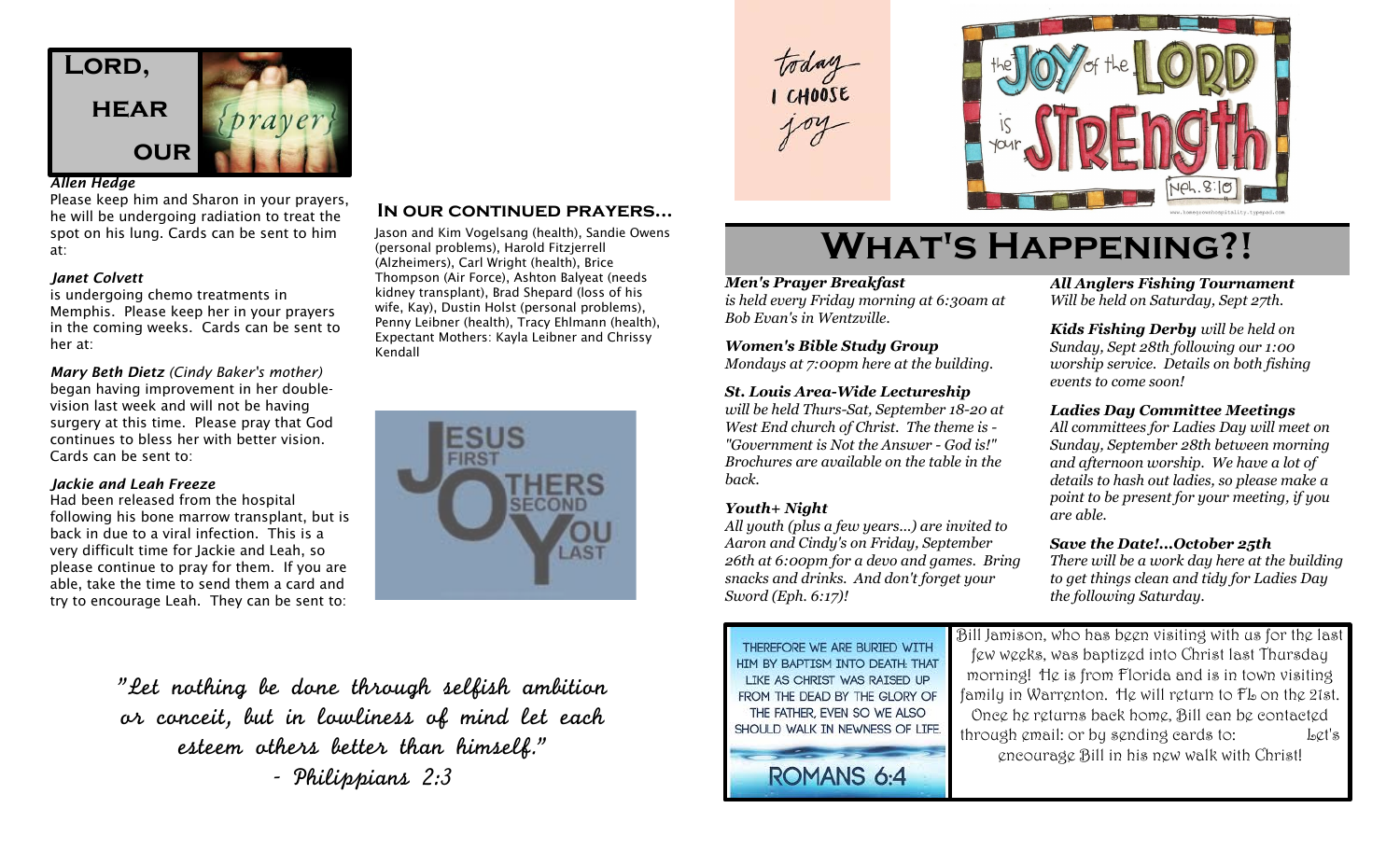# Lord, hear our prayer

***Allen Hedge***
Please keep him and Sharon in your prayers, he will be undergoing radiation to treat the spot on his lung. Cards can be sent to him at:

***Janet Colvett***
is undergoing chemo treatments in Memphis. Please keep her in your prayers in the coming weeks. Cards can be sent to her at:

***Mary Beth Dietz*** *(Cindy Baker's mother)*
began having improvement in her double-vision last week and will not be having surgery at this time. Please pray that God continues to bless her with better vision. Cards can be sent to:

***Jackie and Leah Freeze***
Had been released from the hospital following his bone marrow transplant, but is back in due to a viral infection. This is a very difficult time for Jackie and Leah, so please continue to pray for them. If you are able, take the time to send them a card and try to encourage Leah. They can be sent to:

## In our continued prayers...

Jason and Kim Vogelsang (health), Sandie Owens (personal problems), Harold Fitzjerrell (Alzheimers), Carl Wright (health), Brice Thompson (Air Force), Ashton Balyeat (needs kidney transplant), Brad Shepard (loss of his wife, Kay), Dustin Holst (personal problems), Penny Leibner (health), Tracy Ehlmann (health), Expectant Mothers: Kayla Leibner and Chrissy Kendall

JESUS FIRST
OTHERS SECOND
YOU LAST

"Let nothing be done through selfish ambition or conceit, but in lowliness of mind let each esteem others better than himself."
- Philippians 2:3

today I choose joy

the JOY of the LORD is your STRENGTH
Neh. 8:10

# What's Happening?!

***Men's Prayer Breakfast***
*is held every Friday morning at 6:30am at Bob Evan's in Wentzville.*

***Women's Bible Study Group***
*Mondays at 7:00pm here at the building.*

***St. Louis Area-Wide Lectureship***
*will be held Thurs-Sat, September 18-20 at West End church of Christ. The theme is - "Government is Not the Answer - God is!" Brochures are available on the table in the back.*

***Youth+ Night***
*All youth (plus a few years...) are invited to Aaron and Cindy's on Friday, September 26th at 6:00pm for a devo and games. Bring snacks and drinks. And don't forget your Sword (Eph. 6:17)!*

***All Anglers Fishing Tournament***
*Will be held on Saturday, Sept 27th.*

***Kids Fishing Derby*** *will be held on Sunday, Sept 28th following our 1:00 worship service. Details on both fishing events to come soon!*

***Ladies Day Committee Meetings***
*All committees for Ladies Day will meet on Sunday, September 28th between morning and afternoon worship. We have a lot of details to hash out ladies, so please make a point to be present for your meeting, if you are able.*

***Save the Date!...October 25th***
*There will be a work day here at the building to get things clean and tidy for Ladies Day the following Saturday.*

THEREFORE WE ARE BURIED WITH HIM BY BAPTISM INTO DEATH: THAT LIKE AS CHRIST WAS RAISED UP FROM THE DEAD BY THE GLORY OF THE FATHER, EVEN SO WE ALSO SHOULD WALK IN NEWNESS OF LIFE.
ROMANS 6:4

Bill Jamison, who has been visiting with us for the last few weeks, was baptized into Christ last Thursday morning! He is from Florida and is in town visiting family in Warrenton. He will return to FL on the 21st. Once he returns back home, Bill can be contacted through email: or by sending cards to: Let's encourage Bill in his new walk with Christ!